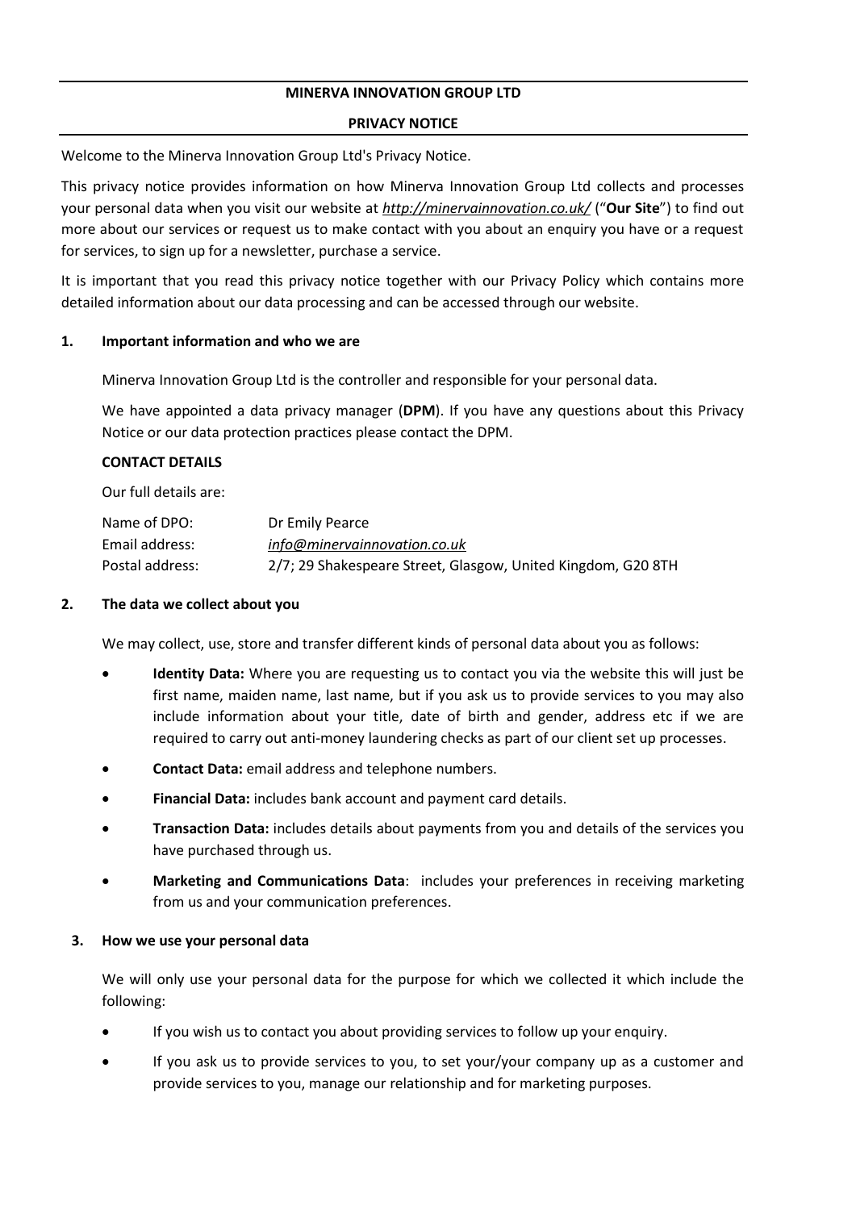**MINERVA INNOVATION GROUP LTD**

**PRIVACY NOTICE**

Welcome to the Minerva Innovation Group Ltd's Privacy Notice.

This privacy notice provides information on how Minerva Innovation Group Ltd collects and processes your personal data when you visit our website at *http://minervainnovation.co.uk/* ("**Our Site**") to find out more about our services or request us to make contact with you about an enquiry you have or a request for services, to sign up for a newsletter, purchase a service.

It is important that you read this privacy notice together with our Privacy Policy which contains more detailed information about our data processing and can be accessed through our website.

## 1. Important information and who we are

Minerva Innovation Group Ltd is the controller and responsible for your personal data.

We have appointed a data privacy manager (**DPM**). If you have any questions about this Privacy Notice or our data protection practices please contact the DPM.

**CONTACT DETAILS**

Our full details are:

| | |
|---|---|
| Name of DPO: | Dr Emily Pearce |
| Email address: | *info@minervainnovation.co.uk* |
| Postal address: | 2/7; 29 Shakespeare Street, Glasgow, United Kingdom, G20 8TH |

## 2. The data we collect about you

We may collect, use, store and transfer different kinds of personal data about you as follows:

- **Identity Data:** Where you are requesting us to contact you via the website this will just be first name, maiden name, last name, but if you ask us to provide services to you may also include information about your title, date of birth and gender, address etc if we are required to carry out anti-money laundering checks as part of our client set up processes.
- **Contact Data:** email address and telephone numbers.
- **Financial Data:** includes bank account and payment card details.
- **Transaction Data:** includes details about payments from you and details of the services you have purchased through us.
- **Marketing and Communications Data**: includes your preferences in receiving marketing from us and your communication preferences.

## 3. How we use your personal data

We will only use your personal data for the purpose for which we collected it which include the following:

- If you wish us to contact you about providing services to follow up your enquiry.
- If you ask us to provide services to you, to set your/your company up as a customer and provide services to you, manage our relationship and for marketing purposes.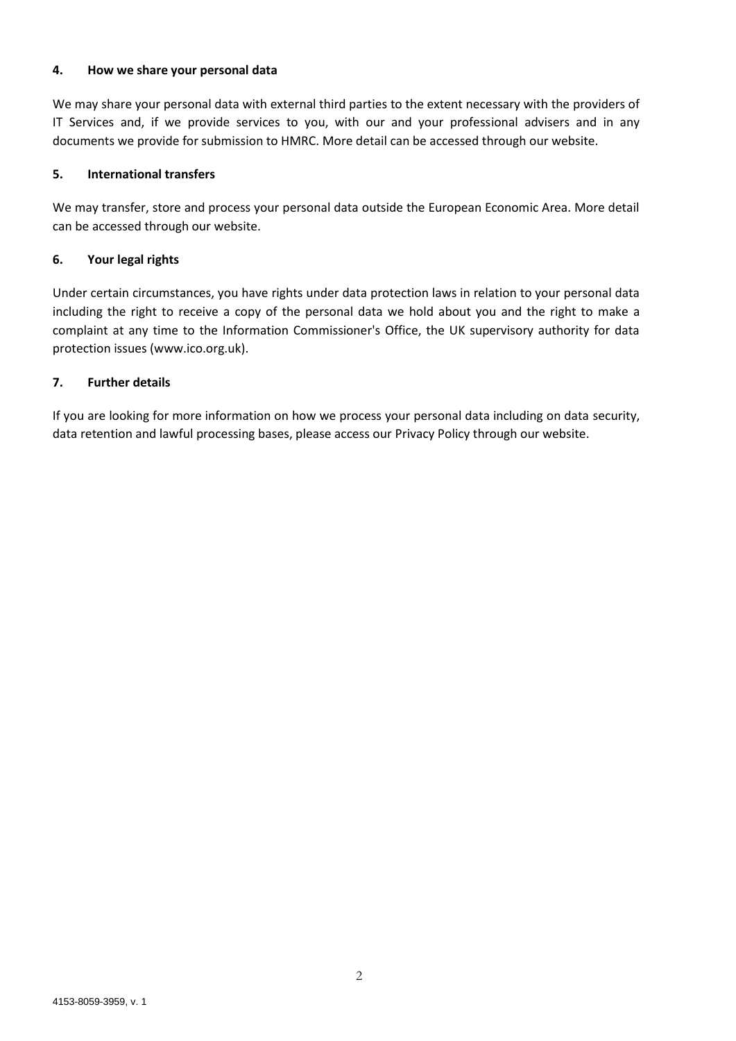## 4. How we share your personal data

We may share your personal data with external third parties to the extent necessary with the providers of IT Services and, if we provide services to you, with our and your professional advisers and in any documents we provide for submission to HMRC. More detail can be accessed through our website.

## 5. International transfers

We may transfer, store and process your personal data outside the European Economic Area. More detail can be accessed through our website.

## 6. Your legal rights

Under certain circumstances, you have rights under data protection laws in relation to your personal data including the right to receive a copy of the personal data we hold about you and the right to make a complaint at any time to the Information Commissioner's Office, the UK supervisory authority for data protection issues (www.ico.org.uk).

## 7. Further details

If you are looking for more information on how we process your personal data including on data security, data retention and lawful processing bases, please access our Privacy Policy through our website.

4153-8059-3959, v. 1